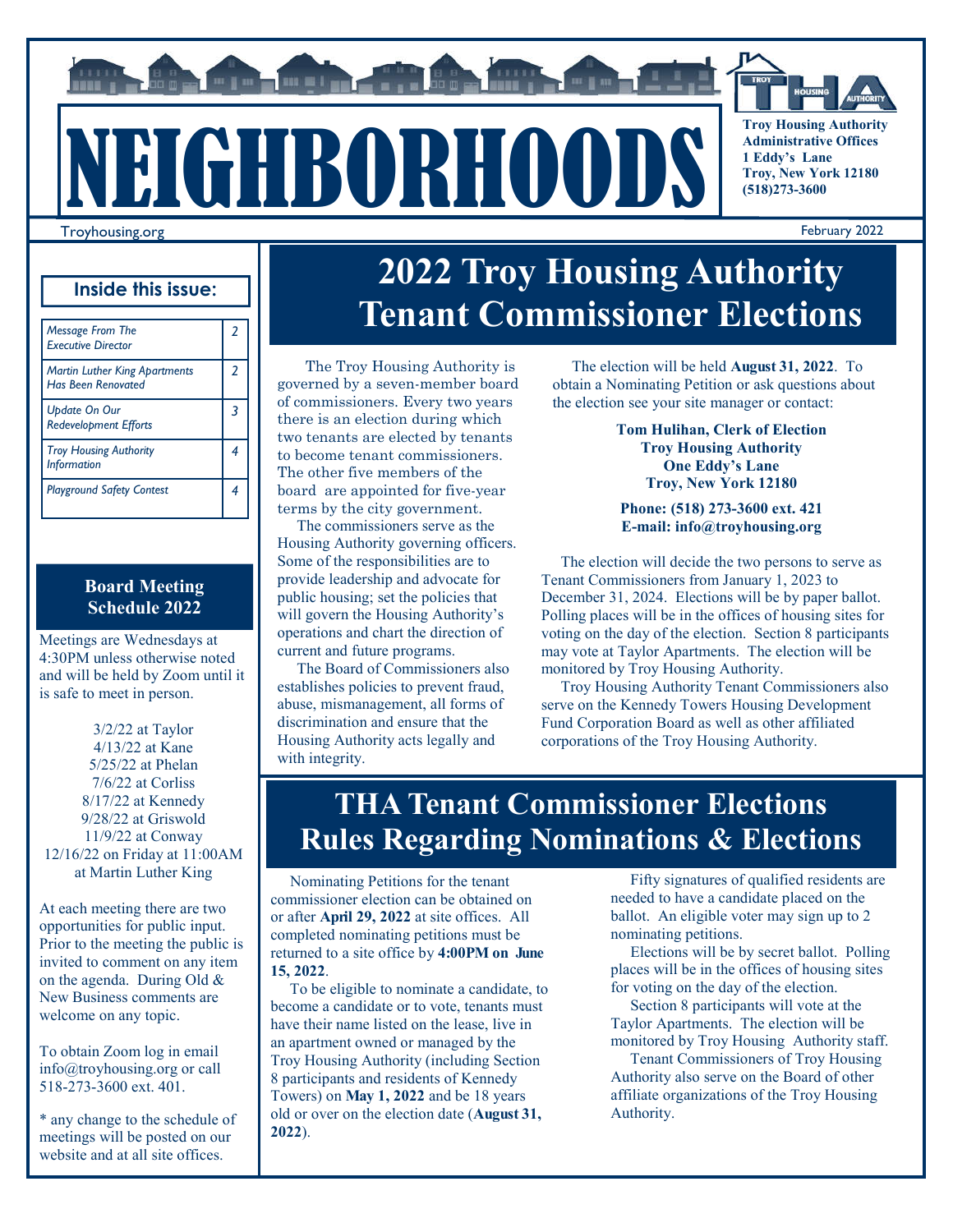# NEIGHBORHOODS

Troy Housing Authority
Administrative Offices
1 Eddy's Lane
Troy, New York 12180
(518)273-3600

Troyhousing.org

February 2022

## Inside this issue:

| | |
|---|---|
| *Message From The Executive Director* | *2* |
| *Martin Luther King Apartments Has Been Renovated* | *2* |
| *Update On Our Redevelopment Efforts* | *3* |
| *Troy Housing Authority Information* | *4* |
| *Playground Safety Contest* | *4* |

### Board Meeting Schedule 2022

Meetings are Wednesdays at 4:30PM unless otherwise noted and will be held by Zoom until it is safe to meet in person.

3/2/22 at Taylor
4/13/22 at Kane
5/25/22 at Phelan
7/6/22 at Corliss
8/17/22 at Kennedy
9/28/22 at Griswold
11/9/22 at Conway
12/16/22 on Friday at 11:00AM at Martin Luther King

At each meeting there are two opportunities for public input. Prior to the meeting the public is invited to comment on any item on the agenda. During Old & New Business comments are welcome on any topic.

To obtain Zoom log in email info@troyhousing.org or call 518-273-3600 ext. 401.

* any change to the schedule of meetings will be posted on our website and at all site offices.

# 2022 Troy Housing Authority Tenant Commissioner Elections

The Troy Housing Authority is governed by a seven-member board of commissioners. Every two years there is an election during which two tenants are elected by tenants to become tenant commissioners. The other five members of the board are appointed for five-year terms by the city government.

The commissioners serve as the Housing Authority governing officers. Some of the responsibilities are to provide leadership and advocate for public housing; set the policies that will govern the Housing Authority's operations and chart the direction of current and future programs.

The Board of Commissioners also establishes policies to prevent fraud, abuse, mismanagement, all forms of discrimination and ensure that the Housing Authority acts legally and with integrity.

The election will be held **August 31, 2022**. To obtain a Nominating Petition or ask questions about the election see your site manager or contact:

**Tom Hulihan, Clerk of Election**
**Troy Housing Authority**
**One Eddy's Lane**
**Troy, New York 12180**

**Phone: (518) 273-3600 ext. 421**
**E-mail: info@troyhousing.org**

The election will decide the two persons to serve as Tenant Commissioners from January 1, 2023 to December 31, 2024. Elections will be by paper ballot. Polling places will be in the offices of housing sites for voting on the day of the election. Section 8 participants may vote at Taylor Apartments. The election will be monitored by Troy Housing Authority.

Troy Housing Authority Tenant Commissioners also serve on the Kennedy Towers Housing Development Fund Corporation Board as well as other affiliated corporations of the Troy Housing Authority.

# THA Tenant Commissioner Elections Rules Regarding Nominations & Elections

Nominating Petitions for the tenant commissioner election can be obtained on or after **April 29, 2022** at site offices. All completed nominating petitions must be returned to a site office by **4:00PM on June 15, 2022**.

To be eligible to nominate a candidate, to become a candidate or to vote, tenants must have their name listed on the lease, live in an apartment owned or managed by the Troy Housing Authority (including Section 8 participants and residents of Kennedy Towers) on **May 1, 2022** and be 18 years old or over on the election date (**August 31, 2022**).

Fifty signatures of qualified residents are needed to have a candidate placed on the ballot. An eligible voter may sign up to 2 nominating petitions.

Elections will be by secret ballot. Polling places will be in the offices of housing sites for voting on the day of the election.

Section 8 participants will vote at the Taylor Apartments. The election will be monitored by Troy Housing Authority staff.

Tenant Commissioners of Troy Housing Authority also serve on the Board of other affiliate organizations of the Troy Housing Authority.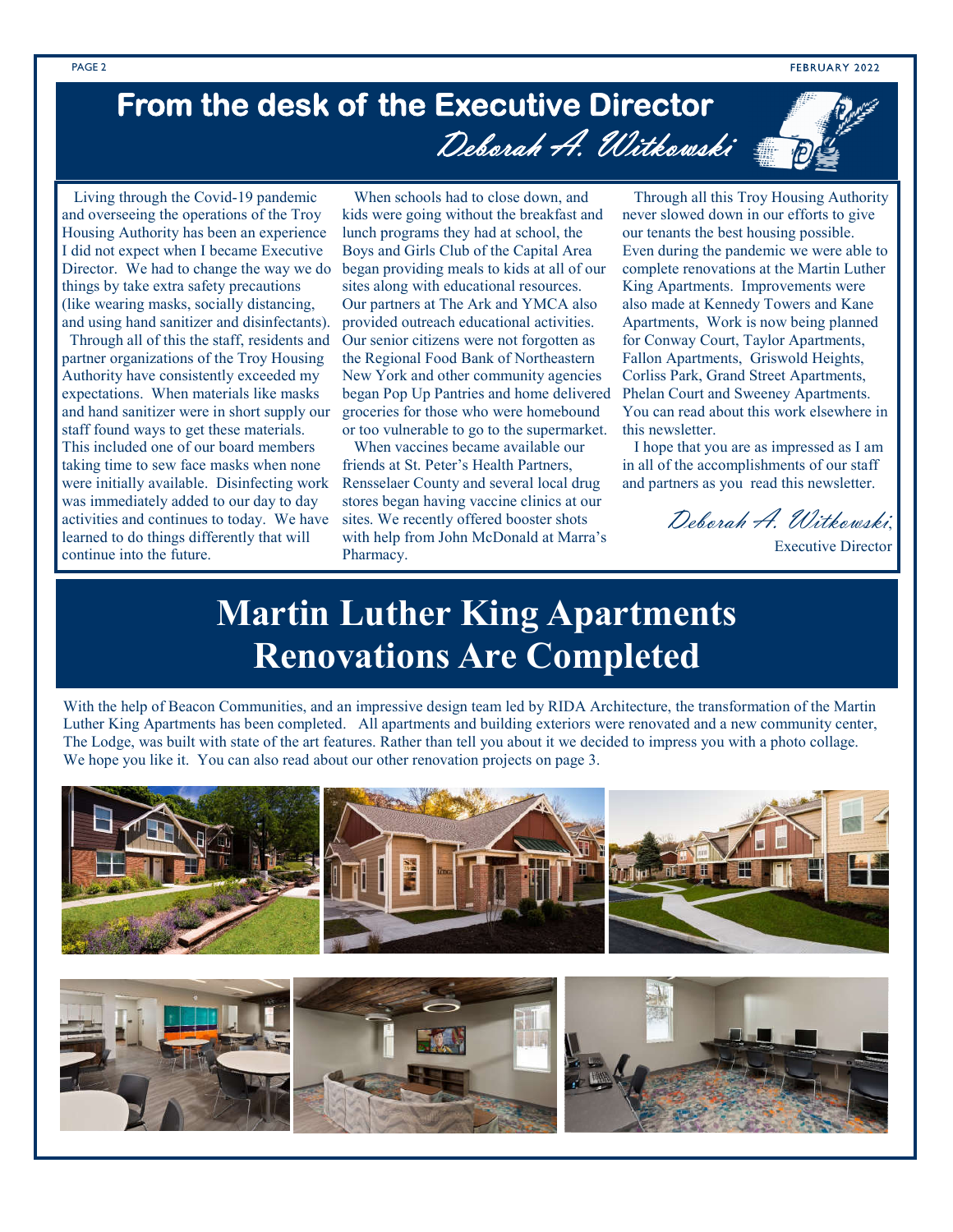# From the desk of the Executive Director

*Deborah A. Witkowski*

Living through the Covid-19 pandemic and overseeing the operations of the Troy Housing Authority has been an experience I did not expect when I became Executive Director. We had to change the way we do things by take extra safety precautions (like wearing masks, socially distancing, and using hand sanitizer and disinfectants).

Through all of this the staff, residents and partner organizations of the Troy Housing Authority have consistently exceeded my expectations. When materials like masks and hand sanitizer were in short supply our staff found ways to get these materials. This included one of our board members taking time to sew face masks when none were initially available. Disinfecting work was immediately added to our day to day activities and continues to today. We have learned to do things differently that will continue into the future.

When schools had to close down, and kids were going without the breakfast and lunch programs they had at school, the Boys and Girls Club of the Capital Area began providing meals to kids at all of our sites along with educational resources. Our partners at The Ark and YMCA also provided outreach educational activities. Our senior citizens were not forgotten as the Regional Food Bank of Northeastern New York and other community agencies began Pop Up Pantries and home delivered groceries for those who were homebound or too vulnerable to go to the supermarket.

When vaccines became available our friends at St. Peter's Health Partners, Rensselaer County and several local drug stores began having vaccine clinics at our sites. We recently offered booster shots with help from John McDonald at Marra's Pharmacy.

Through all this Troy Housing Authority never slowed down in our efforts to give our tenants the best housing possible. Even during the pandemic we were able to complete renovations at the Martin Luther King Apartments. Improvements were also made at Kennedy Towers and Kane Apartments, Work is now being planned for Conway Court, Taylor Apartments, Fallon Apartments, Griswold Heights, Corliss Park, Grand Street Apartments, Phelan Court and Sweeney Apartments. You can read about this work elsewhere in this newsletter.

I hope that you are as impressed as I am in all of the accomplishments of our staff and partners as you read this newsletter.

*Deborah A. Witkowski*,
Executive Director

# Martin Luther King Apartments Renovations Are Completed

With the help of Beacon Communities, and an impressive design team led by RIDA Architecture, the transformation of the Martin Luther King Apartments has been completed. All apartments and building exteriors were renovated and a new community center, The Lodge, was built with state of the art features. Rather than tell you about it we decided to impress you with a photo collage. We hope you like it. You can also read about our other renovation projects on page 3.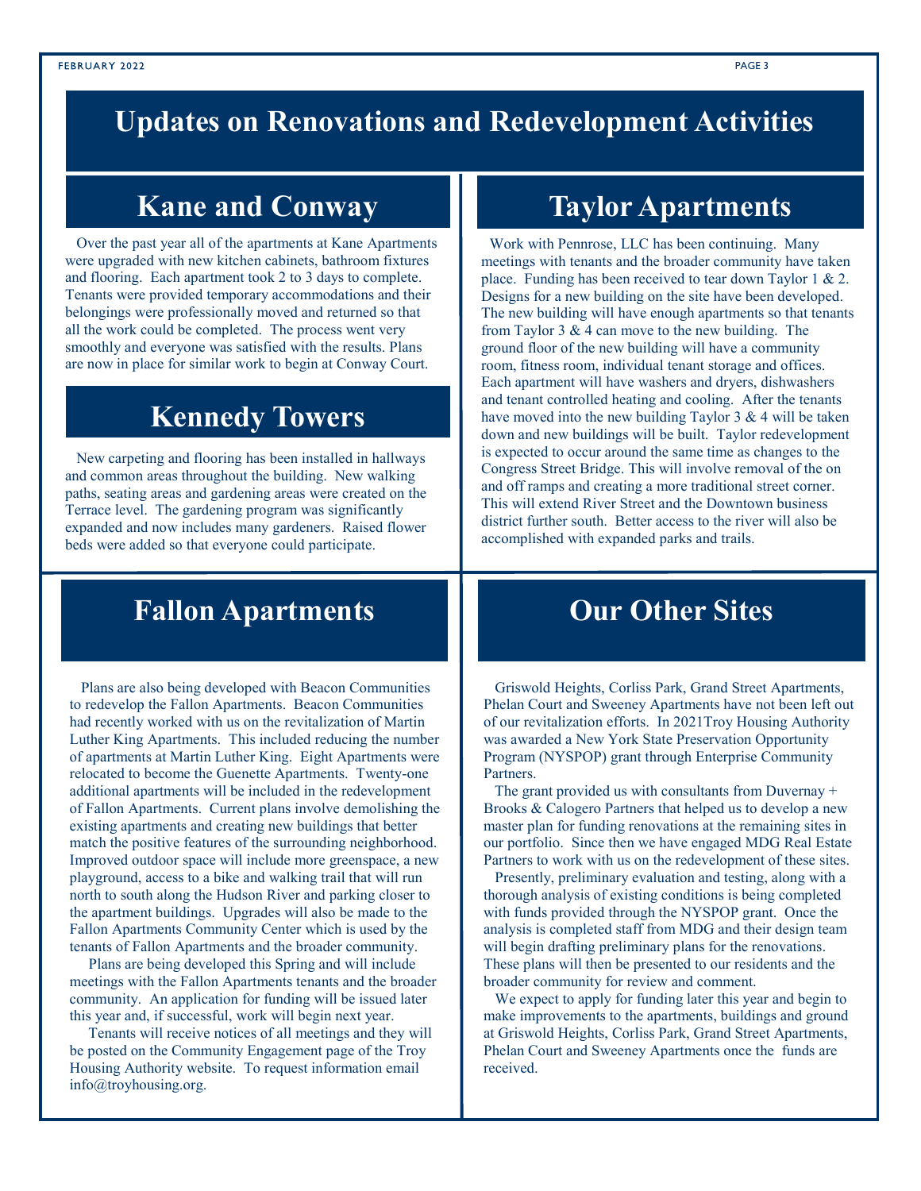# Updates on Renovations and Redevelopment Activities

## Kane and Conway

Over the past year all of the apartments at Kane Apartments were upgraded with new kitchen cabinets, bathroom fixtures and flooring. Each apartment took 2 to 3 days to complete. Tenants were provided temporary accommodations and their belongings were professionally moved and returned so that all the work could be completed. The process went very smoothly and everyone was satisfied with the results. Plans are now in place for similar work to begin at Conway Court.

## Kennedy Towers

New carpeting and flooring has been installed in hallways and common areas throughout the building. New walking paths, seating areas and gardening areas were created on the Terrace level. The gardening program was significantly expanded and now includes many gardeners. Raised flower beds were added so that everyone could participate.

## Taylor Apartments

Work with Pennrose, LLC has been continuing. Many meetings with tenants and the broader community have taken place. Funding has been received to tear down Taylor 1 & 2. Designs for a new building on the site have been developed. The new building will have enough apartments so that tenants from Taylor 3 & 4 can move to the new building. The ground floor of the new building will have a community room, fitness room, individual tenant storage and offices. Each apartment will have washers and dryers, dishwashers and tenant controlled heating and cooling. After the tenants have moved into the new building Taylor 3 & 4 will be taken down and new buildings will be built. Taylor redevelopment is expected to occur around the same time as changes to the Congress Street Bridge. This will involve removal of the on and off ramps and creating a more traditional street corner. This will extend River Street and the Downtown business district further south. Better access to the river will also be accomplished with expanded parks and trails.

## Fallon Apartments

Plans are also being developed with Beacon Communities to redevelop the Fallon Apartments. Beacon Communities had recently worked with us on the revitalization of Martin Luther King Apartments. This included reducing the number of apartments at Martin Luther King. Eight Apartments were relocated to become the Guenette Apartments. Twenty-one additional apartments will be included in the redevelopment of Fallon Apartments. Current plans involve demolishing the existing apartments and creating new buildings that better match the positive features of the surrounding neighborhood. Improved outdoor space will include more greenspace, a new playground, access to a bike and walking trail that will run north to south along the Hudson River and parking closer to the apartment buildings. Upgrades will also be made to the Fallon Apartments Community Center which is used by the tenants of Fallon Apartments and the broader community.

Plans are being developed this Spring and will include meetings with the Fallon Apartments tenants and the broader community. An application for funding will be issued later this year and, if successful, work will begin next year.

Tenants will receive notices of all meetings and they will be posted on the Community Engagement page of the Troy Housing Authority website. To request information email info@troyhousing.org.

## Our Other Sites

Griswold Heights, Corliss Park, Grand Street Apartments, Phelan Court and Sweeney Apartments have not been left out of our revitalization efforts. In 2021Troy Housing Authority was awarded a New York State Preservation Opportunity Program (NYSPOP) grant through Enterprise Community Partners.

The grant provided us with consultants from Duvernay + Brooks & Calogero Partners that helped us to develop a new master plan for funding renovations at the remaining sites in our portfolio. Since then we have engaged MDG Real Estate Partners to work with us on the redevelopment of these sites.

Presently, preliminary evaluation and testing, along with a thorough analysis of existing conditions is being completed with funds provided through the NYSPOP grant. Once the analysis is completed staff from MDG and their design team will begin drafting preliminary plans for the renovations. These plans will then be presented to our residents and the broader community for review and comment.

We expect to apply for funding later this year and begin to make improvements to the apartments, buildings and ground at Griswold Heights, Corliss Park, Grand Street Apartments, Phelan Court and Sweeney Apartments once the funds are received.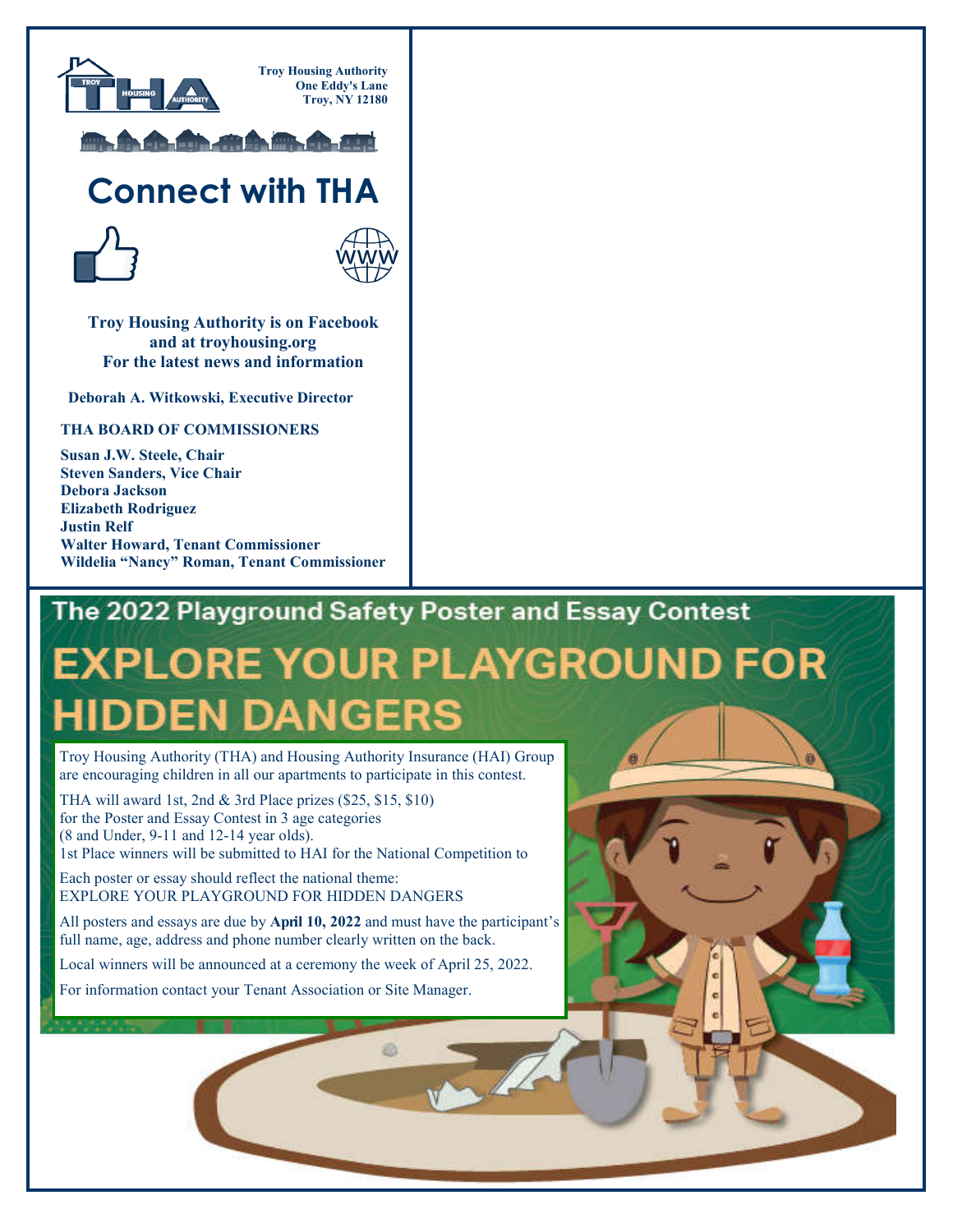**Troy Housing Authority**
**One Eddy's Lane**
**Troy, NY 12180**

# Connect with THA

**Troy Housing Authority is on Facebook and at troyhousing.org For the latest news and information**

**Deborah A. Witkowski, Executive Director**

**THA BOARD OF COMMISSIONERS**

**Susan J.W. Steele, Chair**
**Steven Sanders, Vice Chair**
**Debora Jackson**
**Elizabeth Rodriguez**
**Justin Relf**
**Walter Howard, Tenant Commissioner**
**Wildelia "Nancy" Roman, Tenant Commissioner**

## The 2022 Playground Safety Poster and Essay Contest

# EXPLORE YOUR PLAYGROUND FOR HIDDEN DANGERS

Troy Housing Authority (THA) and Housing Authority Insurance (HAI) Group are encouraging children in all our apartments to participate in this contest.

THA will award 1st, 2nd & 3rd Place prizes ($25, $15, $10) for the Poster and Essay Contest in 3 age categories (8 and Under, 9-11 and 12-14 year olds).
1st Place winners will be submitted to HAI for the National Competition to

Each poster or essay should reflect the national theme:
EXPLORE YOUR PLAYGROUND FOR HIDDEN DANGERS

All posters and essays are due by **April 10, 2022** and must have the participant's full name, age, address and phone number clearly written on the back.

Local winners will be announced at a ceremony the week of April 25, 2022.

For information contact your Tenant Association or Site Manager.